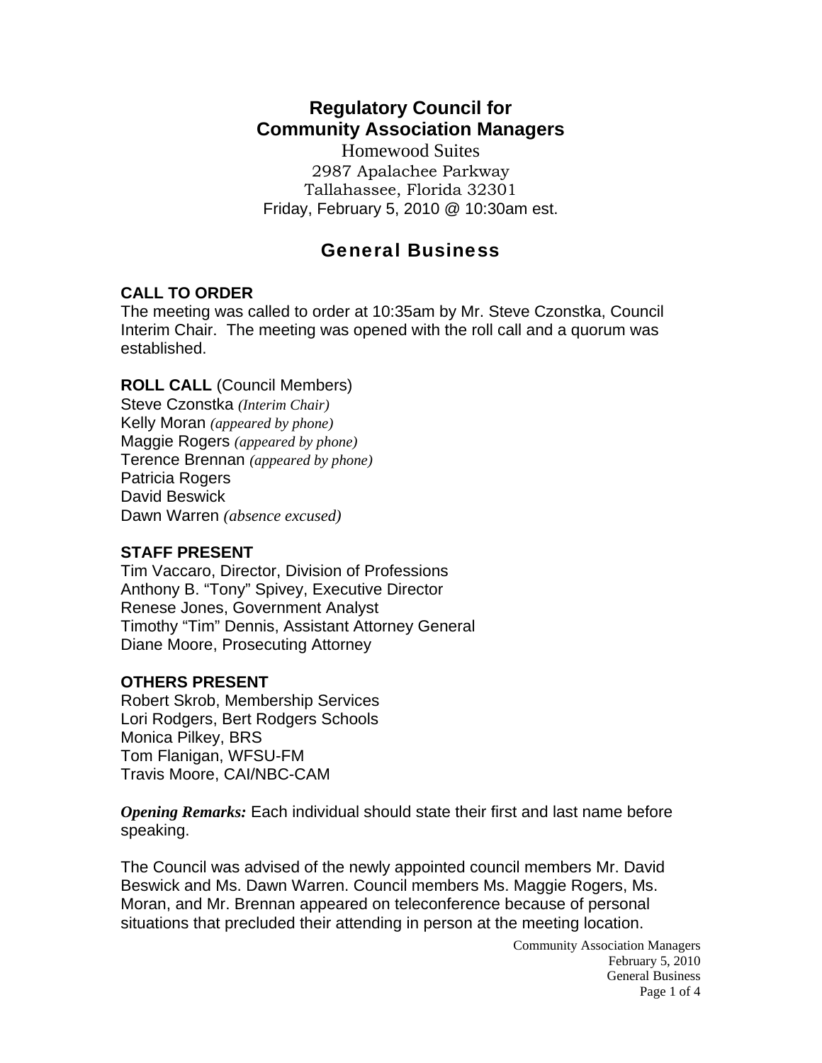# Regulatory Council for Community Association Managers

Homewood Suites
2987 Apalachee Parkway
Tallahassee, Florida 32301
Friday, February 5, 2010 @ 10:30am est.

## General Business

### CALL TO ORDER

The meeting was called to order at 10:35am by Mr. Steve Czonstka, Council Interim Chair. The meeting was opened with the roll call and a quorum was established.

**ROLL CALL** (Council Members)
Steve Czonstka *(Interim Chair)*
Kelly Moran *(appeared by phone)*
Maggie Rogers *(appeared by phone)*
Terence Brennan *(appeared by phone)*
Patricia Rogers
David Beswick
Dawn Warren *(absence excused)*

### STAFF PRESENT

Tim Vaccaro, Director, Division of Professions
Anthony B. "Tony" Spivey, Executive Director
Renese Jones, Government Analyst
Timothy "Tim" Dennis, Assistant Attorney General
Diane Moore, Prosecuting Attorney

### OTHERS PRESENT

Robert Skrob, Membership Services
Lori Rodgers, Bert Rodgers Schools
Monica Pilkey, BRS
Tom Flanigan, WFSU-FM
Travis Moore, CAI/NBC-CAM

***Opening Remarks:*** Each individual should state their first and last name before speaking.

The Council was advised of the newly appointed council members Mr. David Beswick and Ms. Dawn Warren. Council members Ms. Maggie Rogers, Ms. Moran, and Mr. Brennan appeared on teleconference because of personal situations that precluded their attending in person at the meeting location.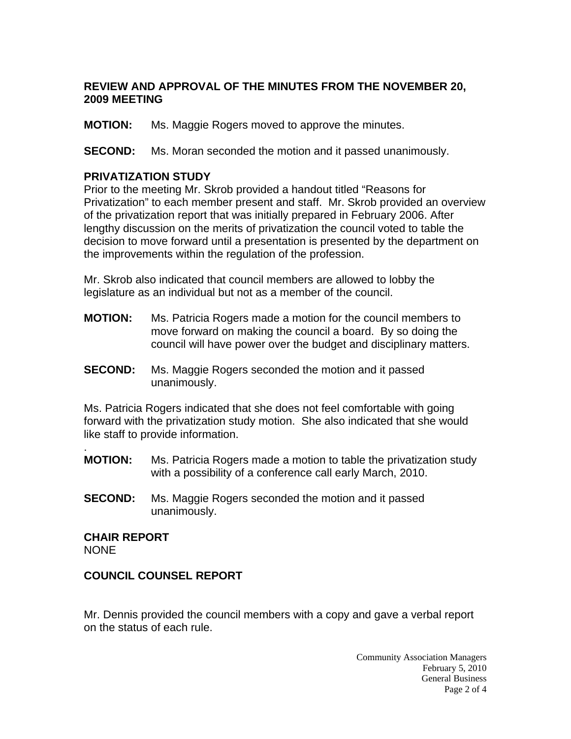**REVIEW AND APPROVAL OF THE MINUTES FROM THE NOVEMBER 20, 2009 MEETING**

**MOTION:** Ms. Maggie Rogers moved to approve the minutes.

**SECOND:** Ms. Moran seconded the motion and it passed unanimously.

**PRIVATIZATION STUDY**

Prior to the meeting Mr. Skrob provided a handout titled "Reasons for Privatization" to each member present and staff. Mr. Skrob provided an overview of the privatization report that was initially prepared in February 2006. After lengthy discussion on the merits of privatization the council voted to table the decision to move forward until a presentation is presented by the department on the improvements within the regulation of the profession.

Mr. Skrob also indicated that council members are allowed to lobby the legislature as an individual but not as a member of the council.

**MOTION:** Ms. Patricia Rogers made a motion for the council members to move forward on making the council a board. By so doing the council will have power over the budget and disciplinary matters.

**SECOND:** Ms. Maggie Rogers seconded the motion and it passed unanimously.

Ms. Patricia Rogers indicated that she does not feel comfortable with going forward with the privatization study motion. She also indicated that she would like staff to provide information.

.

**MOTION:** Ms. Patricia Rogers made a motion to table the privatization study with a possibility of a conference call early March, 2010.

**SECOND:** Ms. Maggie Rogers seconded the motion and it passed unanimously.

**CHAIR REPORT**

NONE

**COUNCIL COUNSEL REPORT**

Mr. Dennis provided the council members with a copy and gave a verbal report on the status of each rule.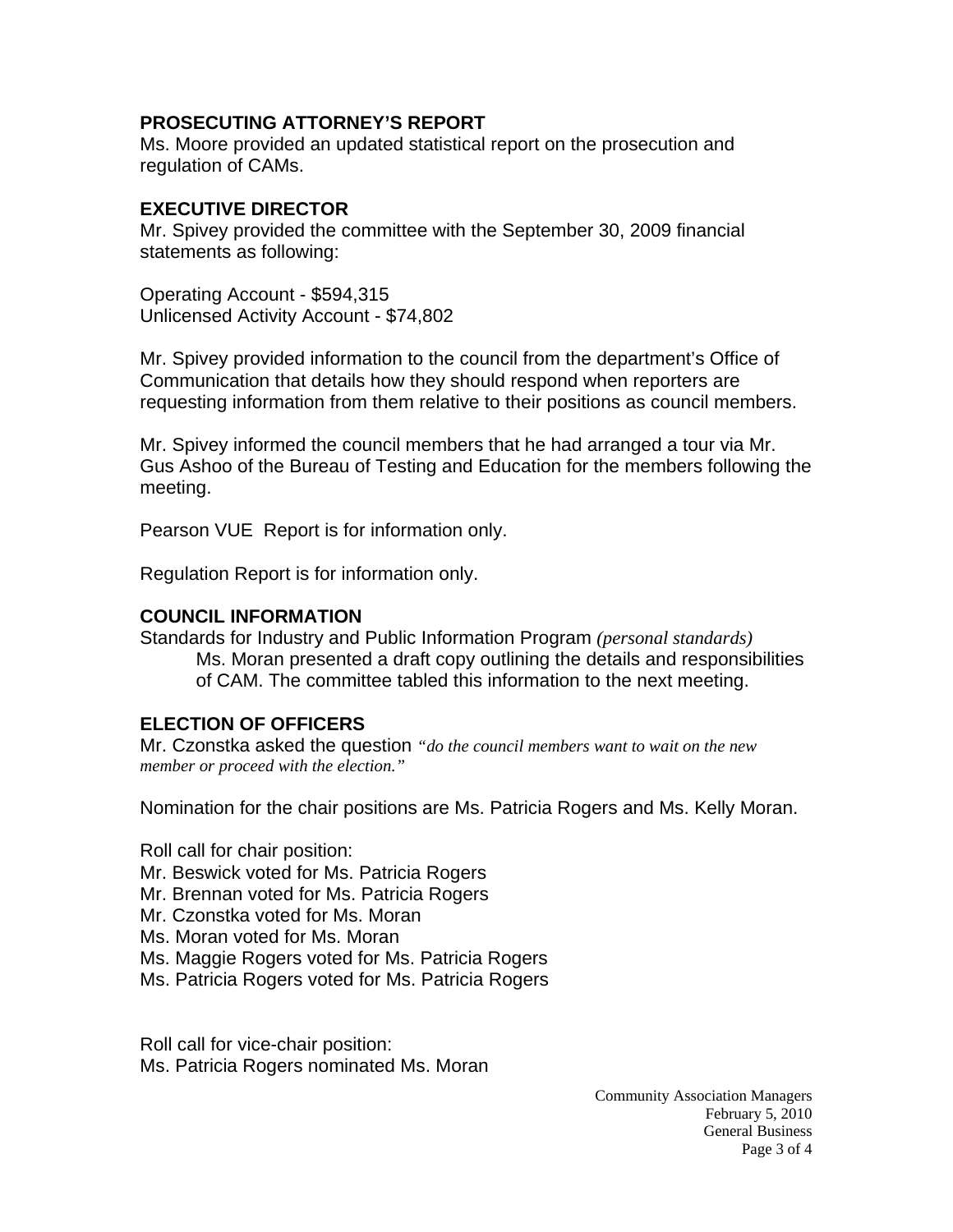## PROSECUTING ATTORNEY'S REPORT

Ms. Moore provided an updated statistical report on the prosecution and regulation of CAMs.

## EXECUTIVE DIRECTOR

Mr. Spivey provided the committee with the September 30, 2009 financial statements as following:

Operating Account - $594,315
Unlicensed Activity Account - $74,802

Mr. Spivey provided information to the council from the department's Office of Communication that details how they should respond when reporters are requesting information from them relative to their positions as council members.

Mr. Spivey informed the council members that he had arranged a tour via Mr. Gus Ashoo of the Bureau of Testing and Education for the members following the meeting.

Pearson VUE Report is for information only.

Regulation Report is for information only.

## COUNCIL INFORMATION

Standards for Industry and Public Information Program *(personal standards)*

Ms. Moran presented a draft copy outlining the details and responsibilities of CAM. The committee tabled this information to the next meeting.

## ELECTION OF OFFICERS

Mr. Czonstka asked the question *"do the council members want to wait on the new member or proceed with the election."*

Nomination for the chair positions are Ms. Patricia Rogers and Ms. Kelly Moran.

Roll call for chair position:
Mr. Beswick voted for Ms. Patricia Rogers
Mr. Brennan voted for Ms. Patricia Rogers
Mr. Czonstka voted for Ms. Moran
Ms. Moran voted for Ms. Moran
Ms. Maggie Rogers voted for Ms. Patricia Rogers
Ms. Patricia Rogers voted for Ms. Patricia Rogers

Roll call for vice-chair position:
Ms. Patricia Rogers nominated Ms. Moran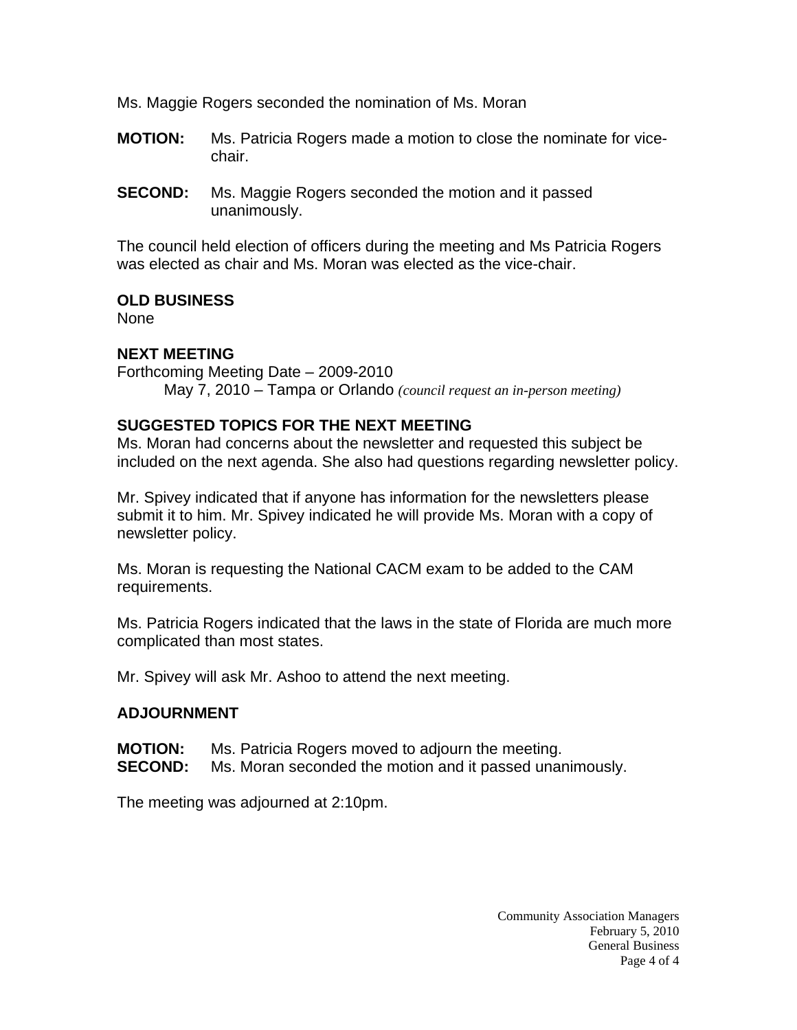Ms. Maggie Rogers seconded the nomination of Ms. Moran

**MOTION:** Ms. Patricia Rogers made a motion to close the nominate for vice-chair.

**SECOND:** Ms. Maggie Rogers seconded the motion and it passed unanimously.

The council held election of officers during the meeting and Ms Patricia Rogers was elected as chair and Ms. Moran was elected as the vice-chair.

### OLD BUSINESS

None

### NEXT MEETING

Forthcoming Meeting Date – 2009-2010

May 7, 2010 – Tampa or Orlando *(council request an in-person meeting)*

### SUGGESTED TOPICS FOR THE NEXT MEETING

Ms. Moran had concerns about the newsletter and requested this subject be included on the next agenda. She also had questions regarding newsletter policy.

Mr. Spivey indicated that if anyone has information for the newsletters please submit it to him. Mr. Spivey indicated he will provide Ms. Moran with a copy of newsletter policy.

Ms. Moran is requesting the National CACM exam to be added to the CAM requirements.

Ms. Patricia Rogers indicated that the laws in the state of Florida are much more complicated than most states.

Mr. Spivey will ask Mr. Ashoo to attend the next meeting.

### ADJOURNMENT

**MOTION:** Ms. Patricia Rogers moved to adjourn the meeting.
**SECOND:** Ms. Moran seconded the motion and it passed unanimously.

The meeting was adjourned at 2:10pm.